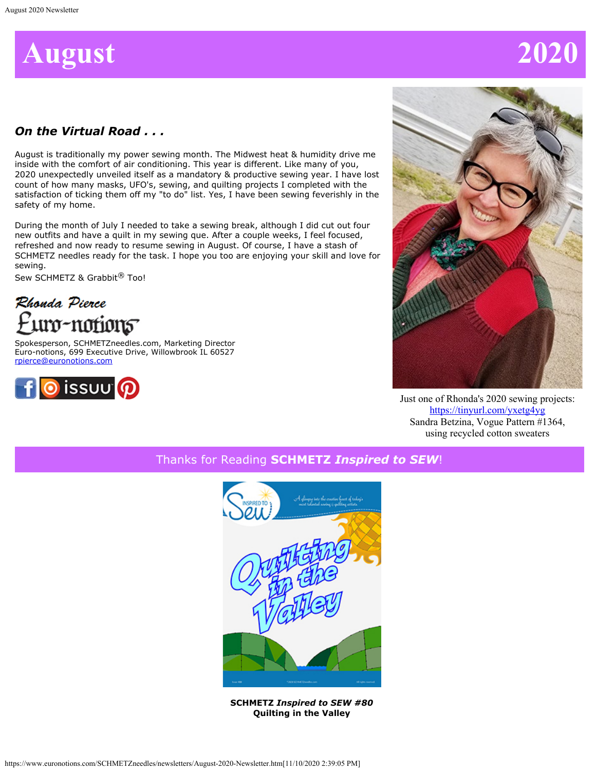# August 2020

### *On the Virtual Road . . .*

August is traditionally my power sewing month. The Midwest heat & humidity drive me inside with the comfort of air conditioning. This year is different. Like many of you, 2020 unexpectedly unveiled itself as a mandatory & productive sewing year. I have lost count of how many masks, UFO's, sewing, and quilting projects I completed with the satisfaction of ticking them off my "to do" list. Yes, I have been sewing feverishly in the safety of my home.

During the month of July I needed to take a sewing break, although I did cut out four new outfits and have a quilt in my sewing que. After a couple weeks, I feel focused, refreshed and now ready to resume sewing in August. Of course, I have a stash of SCHMETZ needles ready for the task. I hope you too are enjoying your skill and love for sewing.
Sew SCHMETZ & Grabbit® Too!

Rhonda Pierce
Euro-notions

Spokesperson, SCHMETZneedles.com, Marketing Director
Euro-notions, 699 Executive Drive, Willowbrook IL 60527
rpierce@euronotions.com

Just one of Rhonda's 2020 sewing projects:
https://tinyurl.com/yxetg4yg
Sandra Betzina, Vogue Pattern #1364,
using recycled cotton sweaters

Thanks for Reading **SCHMETZ *Inspired to SEW***!

**SCHMETZ *Inspired to SEW #80***
**Quilting in the Valley**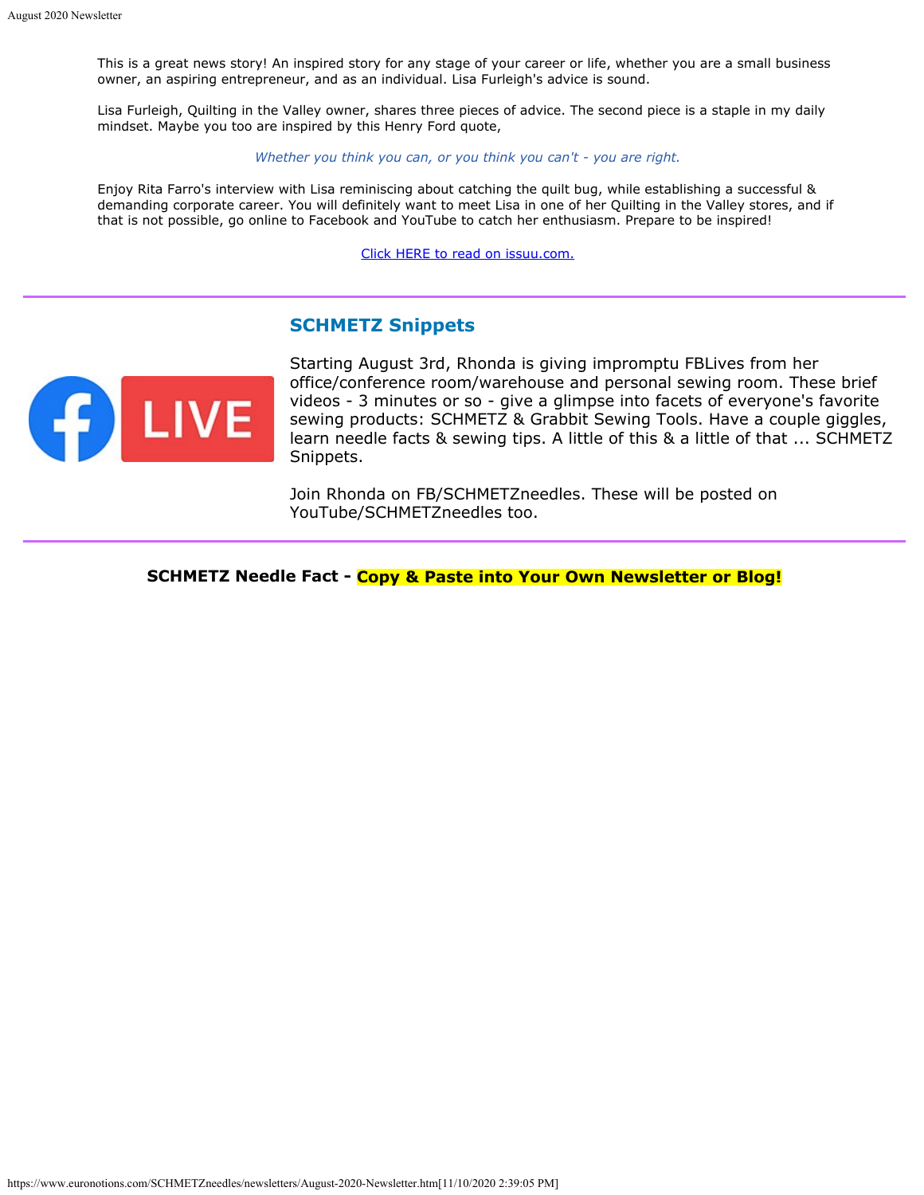This is a great news story! An inspired story for any stage of your career or life, whether you are a small business owner, an aspiring entrepreneur, and as an individual. Lisa Furleigh's advice is sound.

Lisa Furleigh, Quilting in the Valley owner, shares three pieces of advice. The second piece is a staple in my daily mindset. Maybe you too are inspired by this Henry Ford quote,

*Whether you think you can, or you think you can't - you are right.*

Enjoy Rita Farro's interview with Lisa reminiscing about catching the quilt bug, while establishing a successful & demanding corporate career. You will definitely want to meet Lisa in one of her Quilting in the Valley stores, and if that is not possible, go online to Facebook and YouTube to catch her enthusiasm. Prepare to be inspired!

Click HERE to read on issuu.com.

---

## SCHMETZ Snippets

Starting August 3rd, Rhonda is giving impromptu FBLives from her office/conference room/warehouse and personal sewing room. These brief videos - 3 minutes or so - give a glimpse into facets of everyone's favorite sewing products: SCHMETZ & Grabbit Sewing Tools. Have a couple giggles, learn needle facts & sewing tips. A little of this & a little of that ... SCHMETZ Snippets.

Join Rhonda on FB/SCHMETZneedles. These will be posted on YouTube/SCHMETZneedles too.

---

**SCHMETZ Needle Fact - Copy & Paste into Your Own Newsletter or Blog!**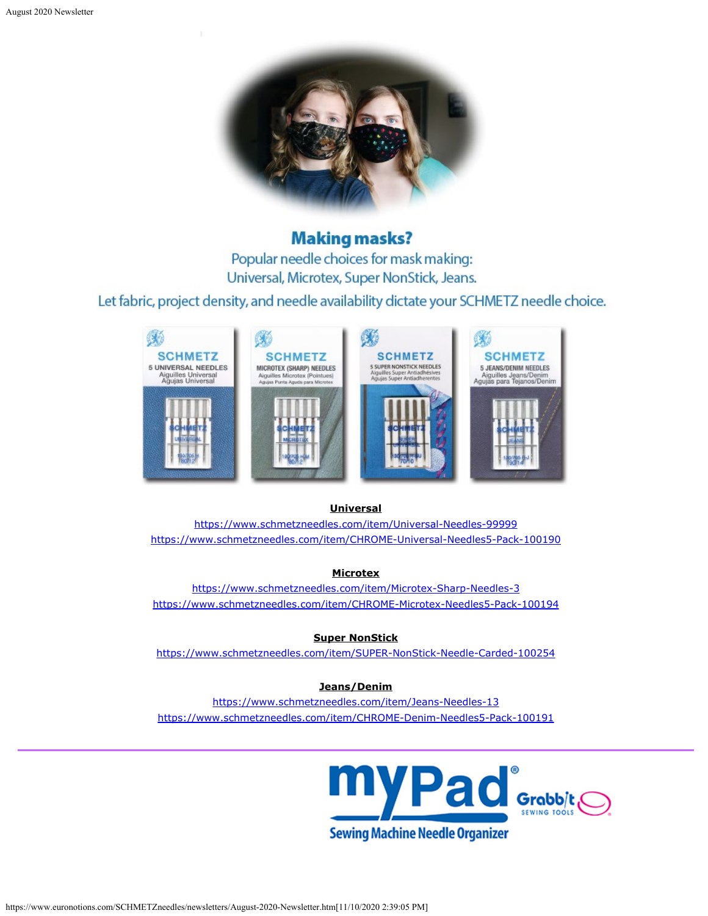## Making masks?

Popular needle choices for mask making:
Universal, Microtex, Super NonStick, Jeans.

Let fabric, project density, and needle availability dictate your SCHMETZ needle choice.

**Universal**

https://www.schmetzneedles.com/item/Universal-Needles-99999
https://www.schmetzneedles.com/item/CHROME-Universal-Needles5-Pack-100190

**Microtex**

https://www.schmetzneedles.com/item/Microtex-Sharp-Needles-3
https://www.schmetzneedles.com/item/CHROME-Microtex-Needles5-Pack-100194

**Super NonStick**

https://www.schmetzneedles.com/item/SUPER-NonStick-Needle-Carded-100254

**Jeans/Denim**

https://www.schmetzneedles.com/item/Jeans-Needles-13
https://www.schmetzneedles.com/item/CHROME-Denim-Needles5-Pack-100191

---

myPad® Sewing Machine Needle Organizer

Grabbit SEWING TOOLS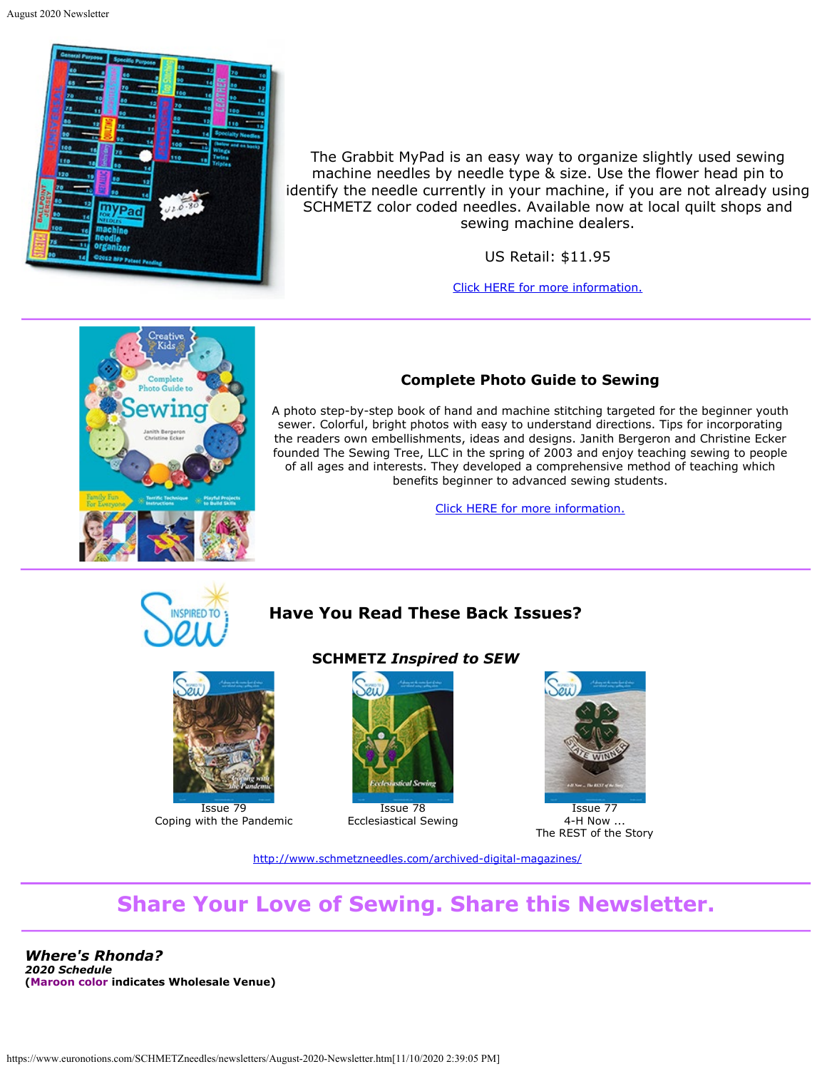The Grabbit MyPad is an easy way to organize slightly used sewing machine needles by needle type & size. Use the flower head pin to identify the needle currently in your machine, if you are not already using SCHMETZ color coded needles. Available now at local quilt shops and sewing machine dealers.

US Retail: $11.95

Click HERE for more information.

---

### Complete Photo Guide to Sewing

A photo step-by-step book of hand and machine stitching targeted for the beginner youth sewer. Colorful, bright photos with easy to understand directions. Tips for incorporating the readers own embellishments, ideas and designs. Janith Bergeron and Christine Ecker founded The Sewing Tree, LLC in the spring of 2003 and enjoy teaching sewing to people of all ages and interests. They developed a comprehensive method of teaching which benefits beginner to advanced sewing students.

Click HERE for more information.

---

### Have You Read These Back Issues?

**SCHMETZ *Inspired to SEW***

Issue 79
Coping with the Pandemic

Issue 78
Ecclesiastical Sewing

Issue 77
4-H Now ...
The REST of the Story

http://www.schmetzneedles.com/archived-digital-magazines/

---

## Share Your Love of Sewing. Share this Newsletter.

---

***Where's Rhonda?***
***2020 Schedule***
**(Maroon color indicates Wholesale Venue)**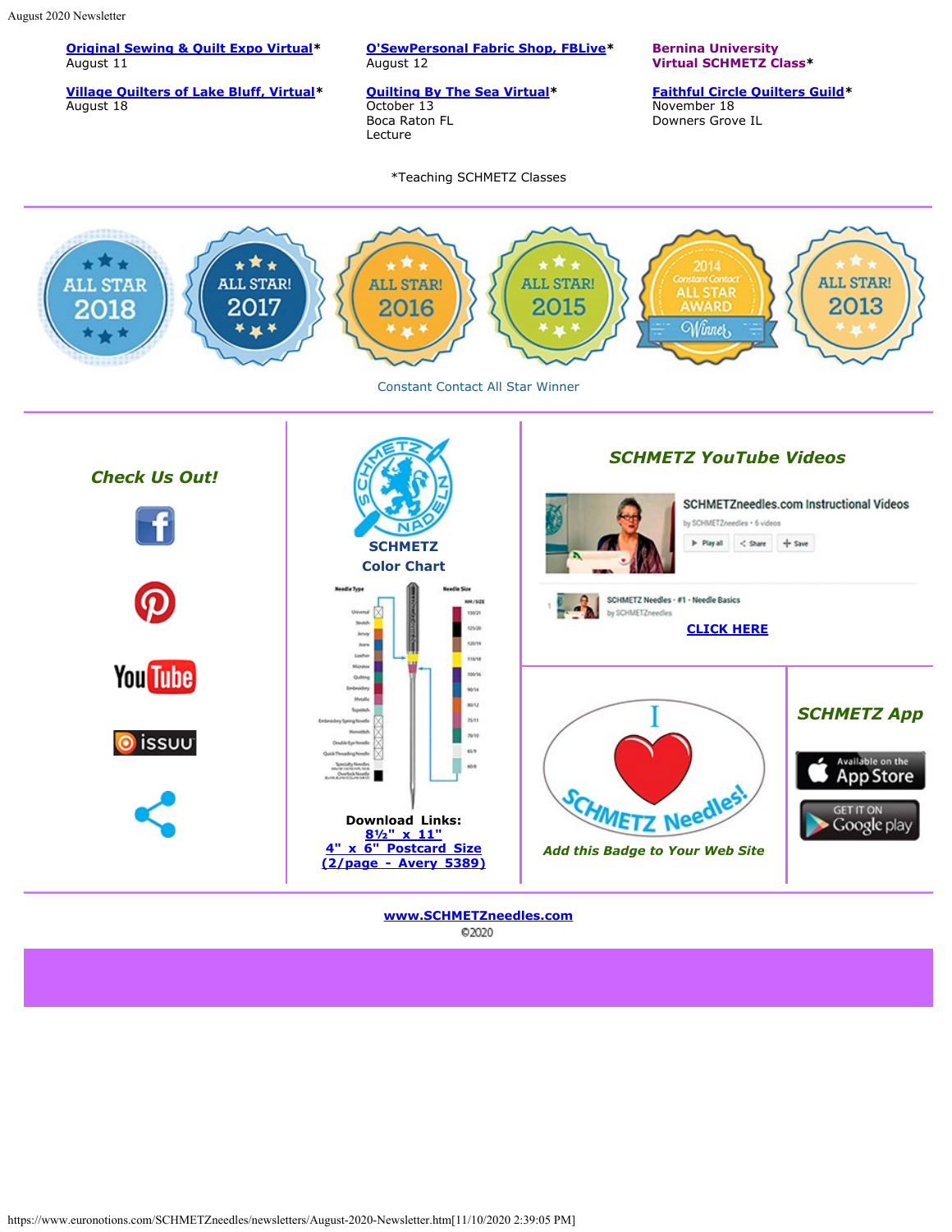**Original Sewing & Quilt Expo Virtual***
August 11

**O'SewPersonal Fabric Shop, FBLive***
August 12

**Bernina University Virtual SCHMETZ Class***

**Village Quilters of Lake Bluff, Virtual***
August 18

**Quilting By The Sea Virtual***
October 13
Boca Raton FL
Lecture

**Faithful Circle Quilters Guild***
November 18
Downers Grove IL

*Teaching SCHMETZ Classes

ALL STAR 2018 · ALL STAR! 2017 · ALL STAR! 2016 · ALL STAR! 2015 · 2014 Constant Contact ALL STAR AWARD Winner · ALL STAR! 2013

Constant Contact All Star Winner

***Check Us Out!***

**SCHMETZ Color Chart**

**Download Links:**
**8½" x 11"**
**4" x 6" Postcard Size (2/page - Avery 5389)**

***SCHMETZ YouTube Videos***

SCHMETZneedles.com Instructional Videos

SCHMETZ Needles - #1 - Needle Basics

**CLICK HERE**

***Add this Badge to Your Web Site***

***SCHMETZ App***

**www.SCHMETZneedles.com**
©2020